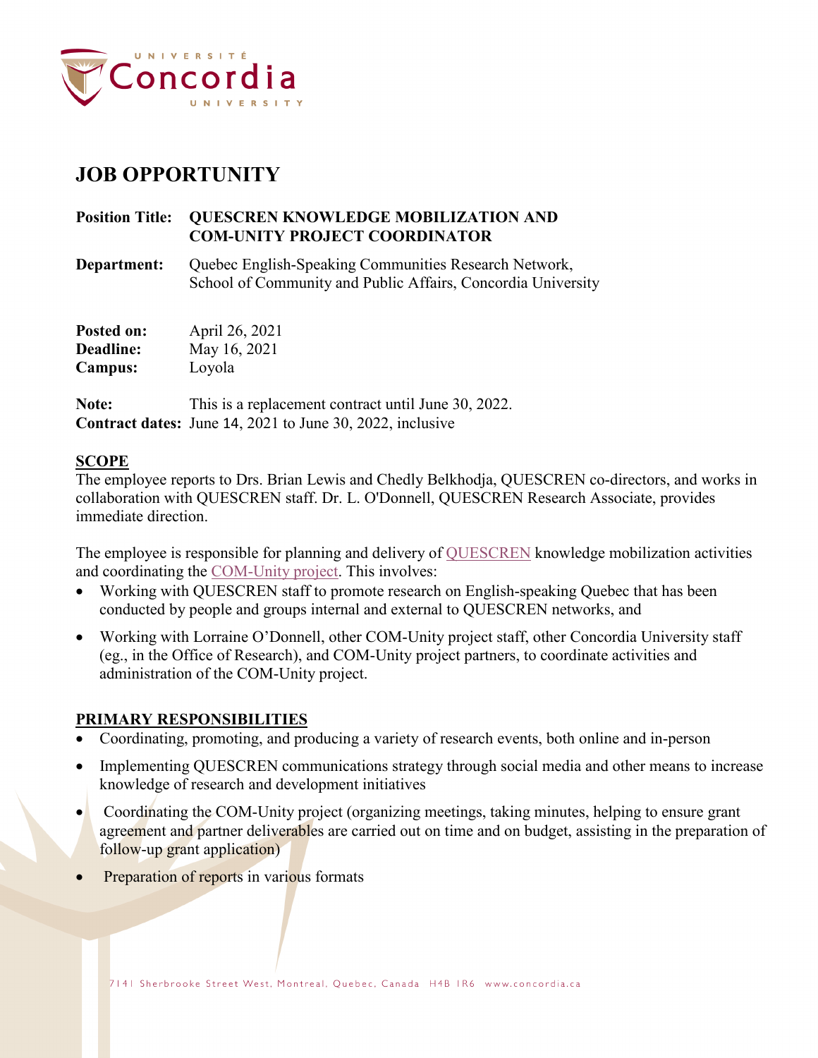# JOB OPPORTUNITY

**Position Title:** **QUESCREN KNOWLEDGE MOBILIZATION AND COM-UNITY PROJECT COORDINATOR**

**Department:** Quebec English-Speaking Communities Research Network, School of Community and Public Affairs, Concordia University

**Posted on:** April 26, 2021
**Deadline:** May 16, 2021
**Campus:** Loyola

**Note:** This is a replacement contract until June 30, 2022.
**Contract dates:** June 14, 2021 to June 30, 2022, inclusive

## SCOPE

The employee reports to Drs. Brian Lewis and Chedly Belkhodja, QUESCREN co-directors, and works in collaboration with QUESCREN staff. Dr. L. O'Donnell, QUESCREN Research Associate, provides immediate direction.

The employee is responsible for planning and delivery of QUESCREN knowledge mobilization activities and coordinating the COM-Unity project. This involves:

- Working with QUESCREN staff to promote research on English-speaking Quebec that has been conducted by people and groups internal and external to QUESCREN networks, and
- Working with Lorraine O'Donnell, other COM-Unity project staff, other Concordia University staff (eg., in the Office of Research), and COM-Unity project partners, to coordinate activities and administration of the COM-Unity project.

## PRIMARY RESPONSIBILITIES

- Coordinating, promoting, and producing a variety of research events, both online and in-person
- Implementing QUESCREN communications strategy through social media and other means to increase knowledge of research and development initiatives
- Coordinating the COM-Unity project (organizing meetings, taking minutes, helping to ensure grant agreement and partner deliverables are carried out on time and on budget, assisting in the preparation of follow-up grant application)
- Preparation of reports in various formats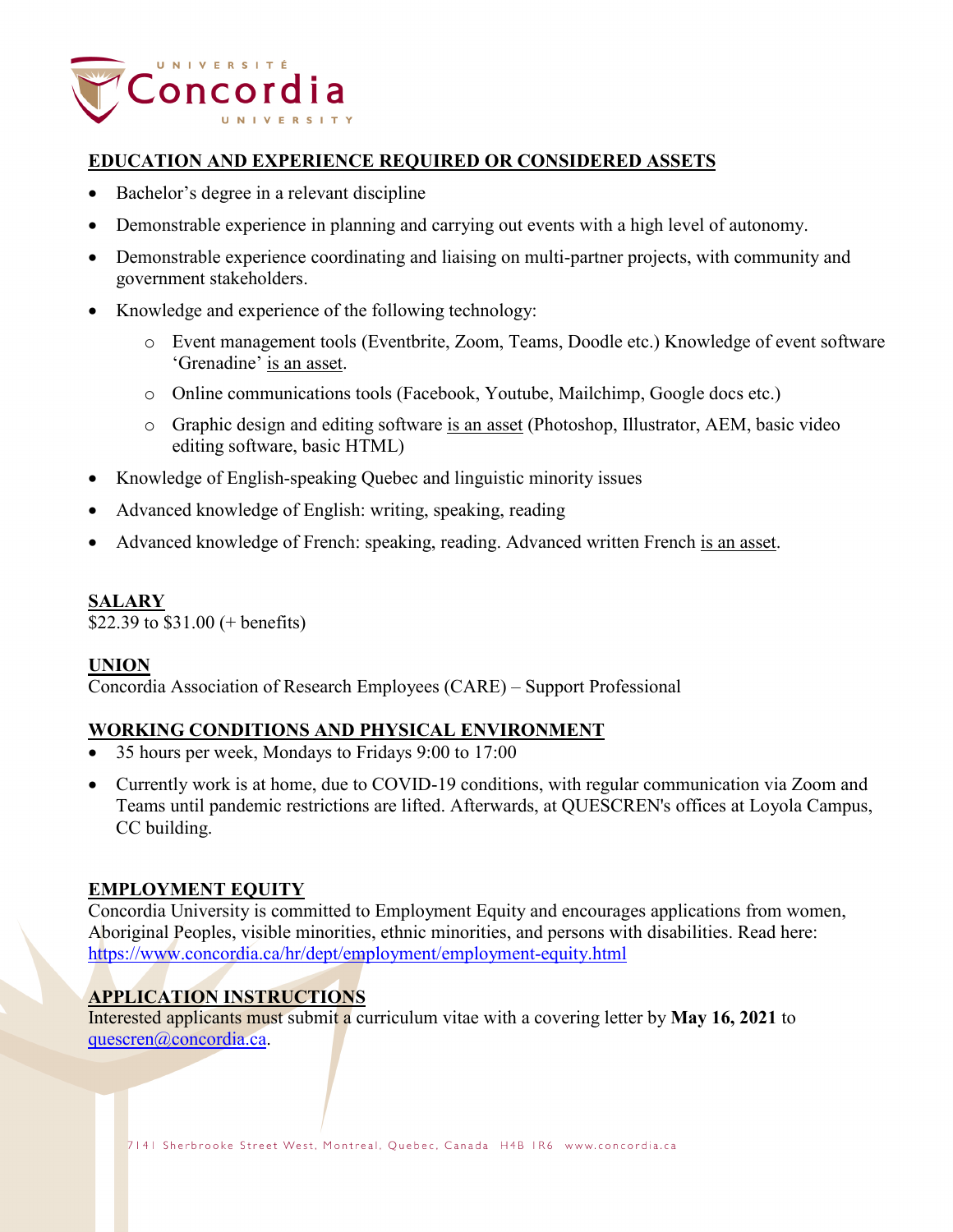## EDUCATION AND EXPERIENCE REQUIRED OR CONSIDERED ASSETS

- Bachelor's degree in a relevant discipline
- Demonstrable experience in planning and carrying out events with a high level of autonomy.
- Demonstrable experience coordinating and liaising on multi-partner projects, with community and government stakeholders.
- Knowledge and experience of the following technology:
  - Event management tools (Eventbrite, Zoom, Teams, Doodle etc.) Knowledge of event software 'Grenadine' is an asset.
  - Online communications tools (Facebook, Youtube, Mailchimp, Google docs etc.)
  - Graphic design and editing software is an asset (Photoshop, Illustrator, AEM, basic video editing software, basic HTML)
- Knowledge of English-speaking Quebec and linguistic minority issues
- Advanced knowledge of English: writing, speaking, reading
- Advanced knowledge of French: speaking, reading. Advanced written French is an asset.

## SALARY

$22.39 to $31.00 (+ benefits)

## UNION

Concordia Association of Research Employees (CARE) – Support Professional

## WORKING CONDITIONS AND PHYSICAL ENVIRONMENT

- 35 hours per week, Mondays to Fridays 9:00 to 17:00
- Currently work is at home, due to COVID-19 conditions, with regular communication via Zoom and Teams until pandemic restrictions are lifted. Afterwards, at QUESCREN's offices at Loyola Campus, CC building.

## EMPLOYMENT EQUITY

Concordia University is committed to Employment Equity and encourages applications from women, Aboriginal Peoples, visible minorities, ethnic minorities, and persons with disabilities. Read here: https://www.concordia.ca/hr/dept/employment/employment-equity.html

## APPLICATION INSTRUCTIONS

Interested applicants must submit a curriculum vitae with a covering letter by **May 16, 2021** to quescren@concordia.ca.